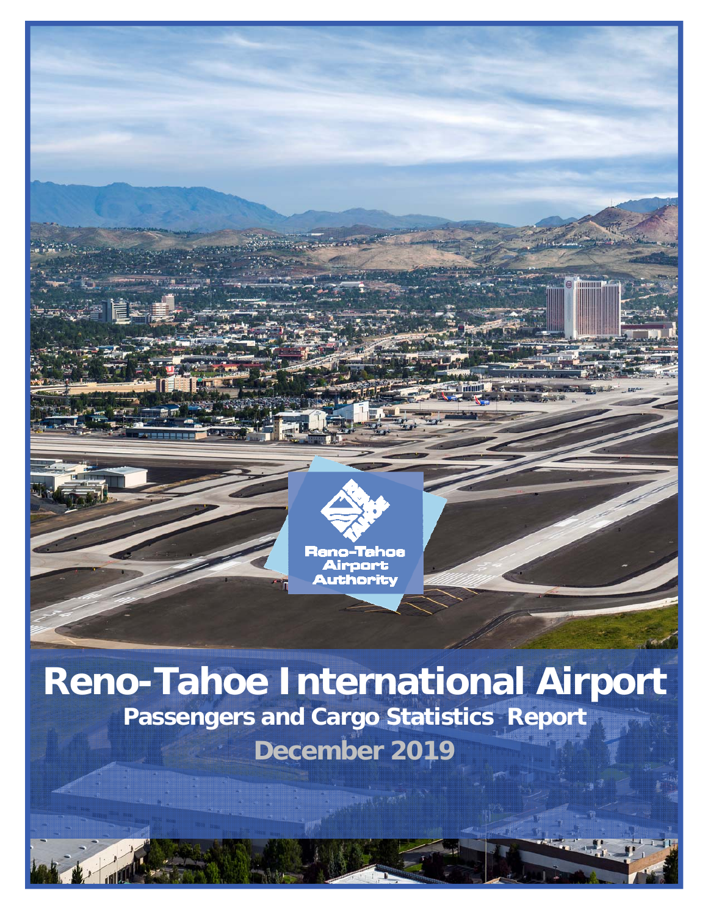Reno-Tahoe Airport Authority

# Reno-Tahoe International Airport

## Passengers and Cargo Statistics Report

## December 2019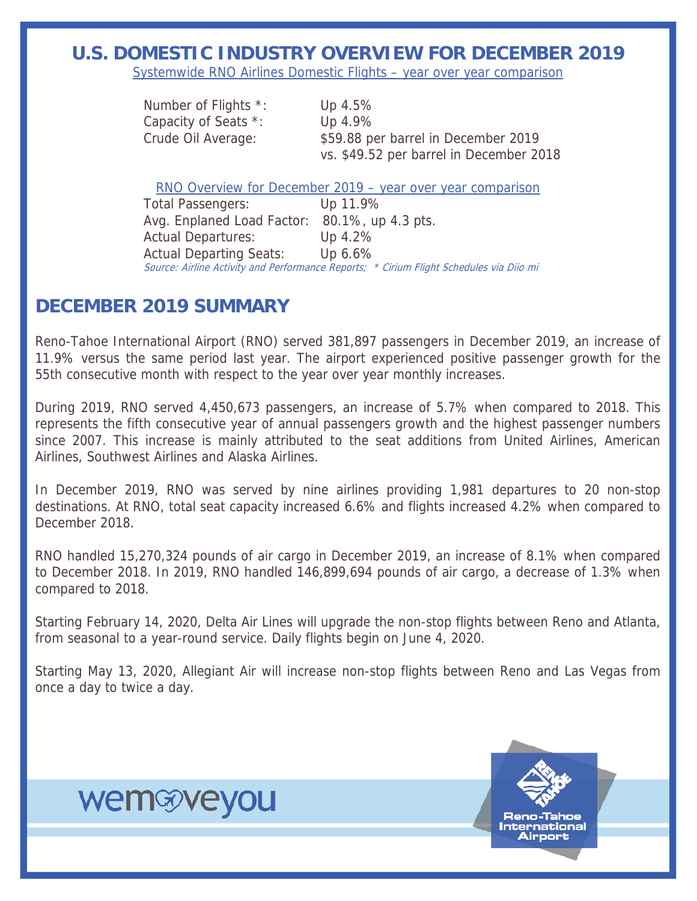# U.S. DOMESTIC INDUSTRY OVERVIEW FOR DECEMBER 2019

Systemwide RNO Airlines Domestic Flights – year over year comparison

| | |
|---|---|
| Number of Flights *: | Up 4.5% |
| Capacity of Seats *: | Up 4.9% |
| Crude Oil Average: | $59.88 per barrel in December 2019 vs. $49.52 per barrel in December 2018 |

RNO Overview for December 2019 – year over year comparison

| | |
|---|---|
| Total Passengers: | Up 11.9% |
| Avg. Enplaned Load Factor: | 80.1%, up 4.3 pts. |
| Actual Departures: | Up 4.2% |
| Actual Departing Seats: | Up 6.6% |

*Source: Airline Activity and Performance Reports; * Cirium Flight Schedules via Diio mi*

## DECEMBER 2019 SUMMARY

Reno-Tahoe International Airport (RNO) served 381,897 passengers in December 2019, an increase of 11.9% versus the same period last year. The airport experienced positive passenger growth for the 55th consecutive month with respect to the year over year monthly increases.

During 2019, RNO served 4,450,673 passengers, an increase of 5.7% when compared to 2018. This represents the fifth consecutive year of annual passengers growth and the highest passenger numbers since 2007. This increase is mainly attributed to the seat additions from United Airlines, American Airlines, Southwest Airlines and Alaska Airlines.

In December 2019, RNO was served by nine airlines providing 1,981 departures to 20 non-stop destinations. At RNO, total seat capacity increased 6.6% and flights increased 4.2% when compared to December 2018.

RNO handled 15,270,324 pounds of air cargo in December 2019, an increase of 8.1% when compared to December 2018. In 2019, RNO handled 146,899,694 pounds of air cargo, a decrease of 1.3% when compared to 2018.

Starting February 14, 2020, Delta Air Lines will upgrade the non-stop flights between Reno and Atlanta, from seasonal to a year-round service. Daily flights begin on June 4, 2020.

Starting May 13, 2020, Allegiant Air will increase non-stop flights between Reno and Las Vegas from once a day to twice a day.

wemoveyou

Reno-Tahoe International Airport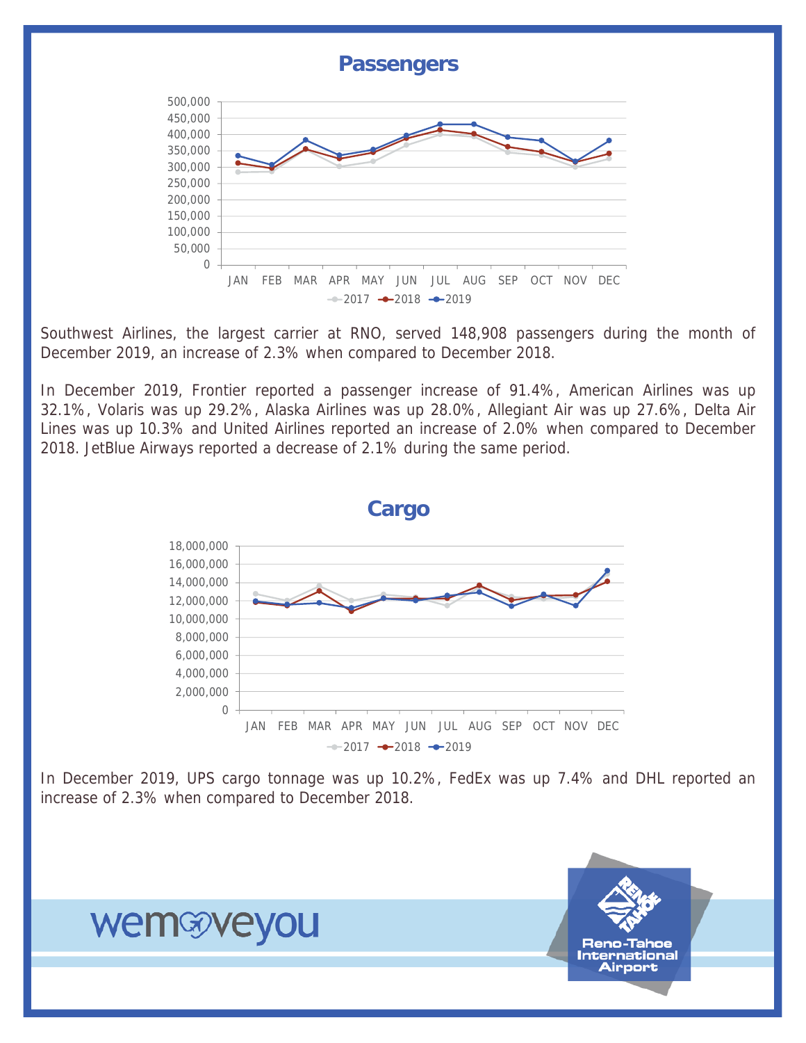## Passengers

Southwest Airlines, the largest carrier at RNO, served 148,908 passengers during the month of December 2019, an increase of 2.3% when compared to December 2018.

In December 2019, Frontier reported a passenger increase of 91.4%, American Airlines was up 32.1%, Volaris was up 29.2%, Alaska Airlines was up 28.0%, Allegiant Air was up 27.6%, Delta Air Lines was up 10.3% and United Airlines reported an increase of 2.0% when compared to December 2018. JetBlue Airways reported a decrease of 2.1% during the same period.

## Cargo

In December 2019, UPS cargo tonnage was up 10.2%, FedEx was up 7.4% and DHL reported an increase of 2.3% when compared to December 2018.

wemoveyou

Reno-Tahoe International Airport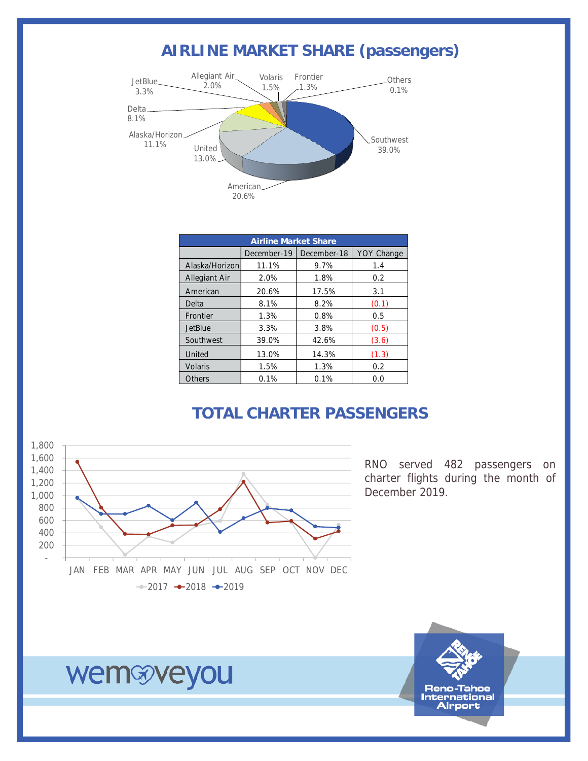# AIRLINE MARKET SHARE (passengers)

| Airline Market Share | | | |
|---|---|---|---|
| | December-19 | December-18 | YOY Change |
| Alaska/Horizon | 11.1% | 9.7% | 1.4 |
| Allegiant Air | 2.0% | 1.8% | 0.2 |
| American | 20.6% | 17.5% | 3.1 |
| Delta | 8.1% | 8.2% | (0.1) |
| Frontier | 1.3% | 0.8% | 0.5 |
| JetBlue | 3.3% | 3.8% | (0.5) |
| Southwest | 39.0% | 42.6% | (3.6) |
| United | 13.0% | 14.3% | (1.3) |
| Volaris | 1.5% | 1.3% | 0.2 |
| Others | 0.1% | 0.1% | 0.0 |

# TOTAL CHARTER PASSENGERS

RNO served 482 passengers on charter flights during the month of December 2019.

wemoveyou

Reno-Tahoe International Airport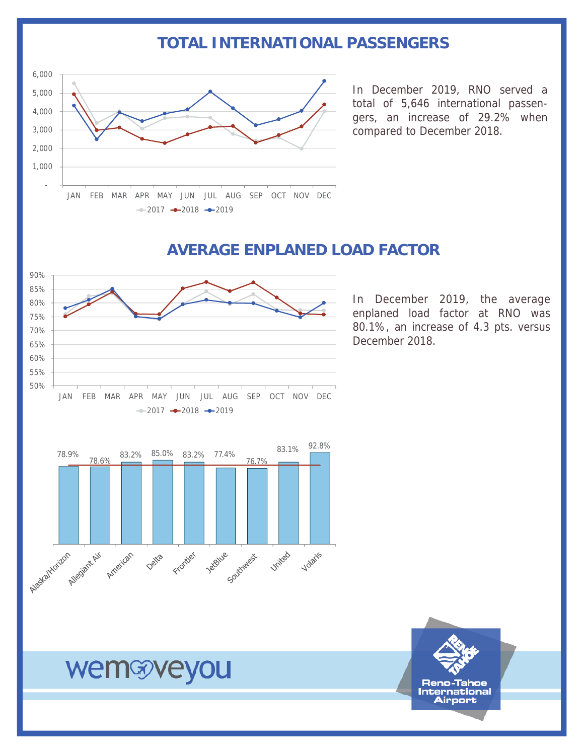# TOTAL INTERNATIONAL PASSENGERS

In December 2019, RNO served a total of 5,646 international passengers, an increase of 29.2% when compared to December 2018.

# AVERAGE ENPLANED LOAD FACTOR

In December 2019, the average enplaned load factor at RNO was 80.1%, an increase of 4.3 pts. versus December 2018.

| Airline | Load Factor |
|---|---|
| Alaska/Horizon | 78.9% |
| Allegiant Air | 78.6% |
| American | 83.2% |
| Delta | 85.0% |
| Frontier | 83.2% |
| JetBlue | 77.4% |
| Southwest | 76.7% |
| United | 83.1% |
| Volaris | 92.8% |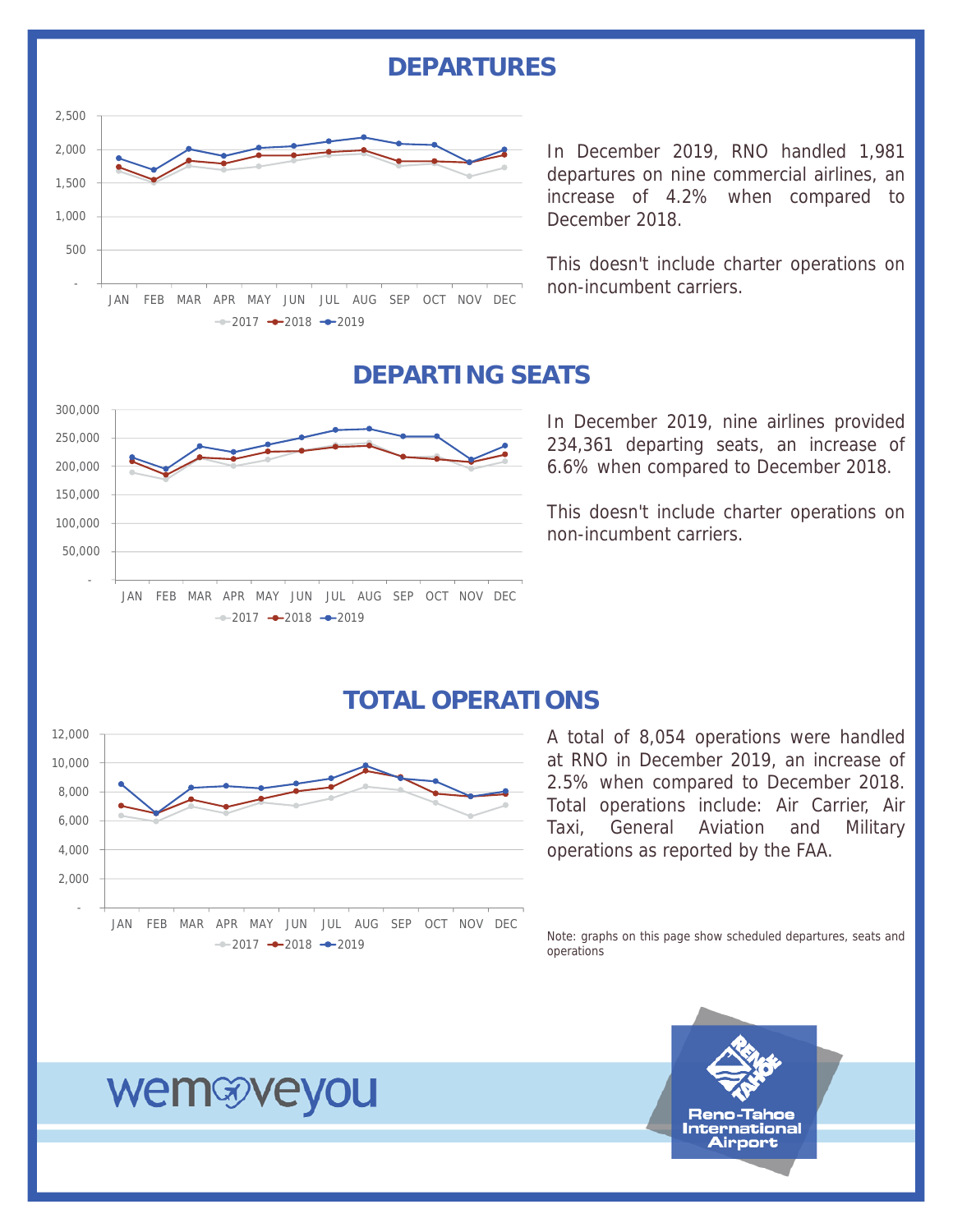## DEPARTURES

In December 2019, RNO handled 1,981 departures on nine commercial airlines, an increase of 4.2% when compared to December 2018.

This doesn't include charter operations on non-incumbent carriers.

## DEPARTING SEATS

In December 2019, nine airlines provided 234,361 departing seats, an increase of 6.6% when compared to December 2018.

This doesn't include charter operations on non-incumbent carriers.

## TOTAL OPERATIONS

A total of 8,054 operations were handled at RNO in December 2019, an increase of 2.5% when compared to December 2018. Total operations include: Air Carrier, Air Taxi, General Aviation and Military operations as reported by the FAA.

Note: graphs on this page show scheduled departures, seats and operations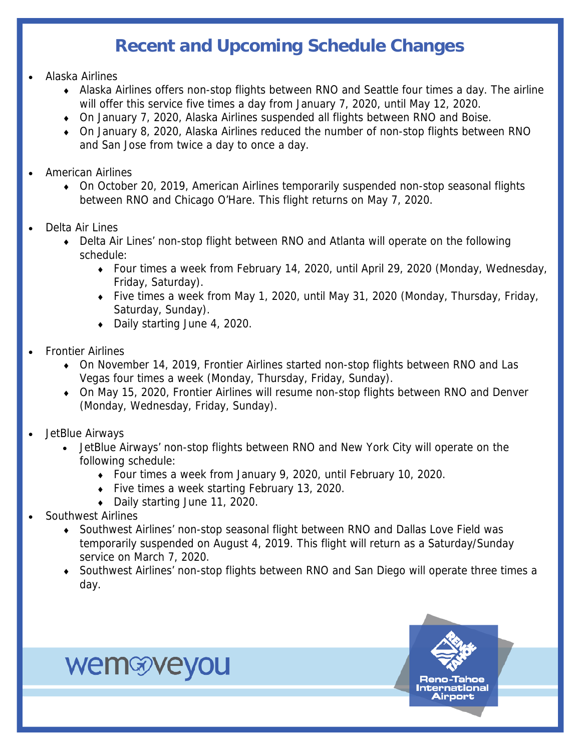# Recent and Upcoming Schedule Changes

- Alaska Airlines
  - Alaska Airlines offers non-stop flights between RNO and Seattle four times a day. The airline will offer this service five times a day from January 7, 2020, until May 12, 2020.
  - On January 7, 2020, Alaska Airlines suspended all flights between RNO and Boise.
  - On January 8, 2020, Alaska Airlines reduced the number of non-stop flights between RNO and San Jose from twice a day to once a day.

- American Airlines
  - On October 20, 2019, American Airlines temporarily suspended non-stop seasonal flights between RNO and Chicago O'Hare. This flight returns on May 7, 2020.

- Delta Air Lines
  - Delta Air Lines' non-stop flight between RNO and Atlanta will operate on the following schedule:
    - Four times a week from February 14, 2020, until April 29, 2020 (Monday, Wednesday, Friday, Saturday).
    - Five times a week from May 1, 2020, until May 31, 2020 (Monday, Thursday, Friday, Saturday, Sunday).
    - Daily starting June 4, 2020.

- Frontier Airlines
  - On November 14, 2019, Frontier Airlines started non-stop flights between RNO and Las Vegas four times a week (Monday, Thursday, Friday, Sunday).
  - On May 15, 2020, Frontier Airlines will resume non-stop flights between RNO and Denver (Monday, Wednesday, Friday, Sunday).

- JetBlue Airways
  - JetBlue Airways' non-stop flights between RNO and New York City will operate on the following schedule:
    - Four times a week from January 9, 2020, until February 10, 2020.
    - Five times a week starting February 13, 2020.
    - Daily starting June 11, 2020.

- Southwest Airlines
  - Southwest Airlines' non-stop seasonal flight between RNO and Dallas Love Field was temporarily suspended on August 4, 2019. This flight will return as a Saturday/Sunday service on March 7, 2020.
  - Southwest Airlines' non-stop flights between RNO and San Diego will operate three times a day.

wemoveyou

Reno-Tahoe International Airport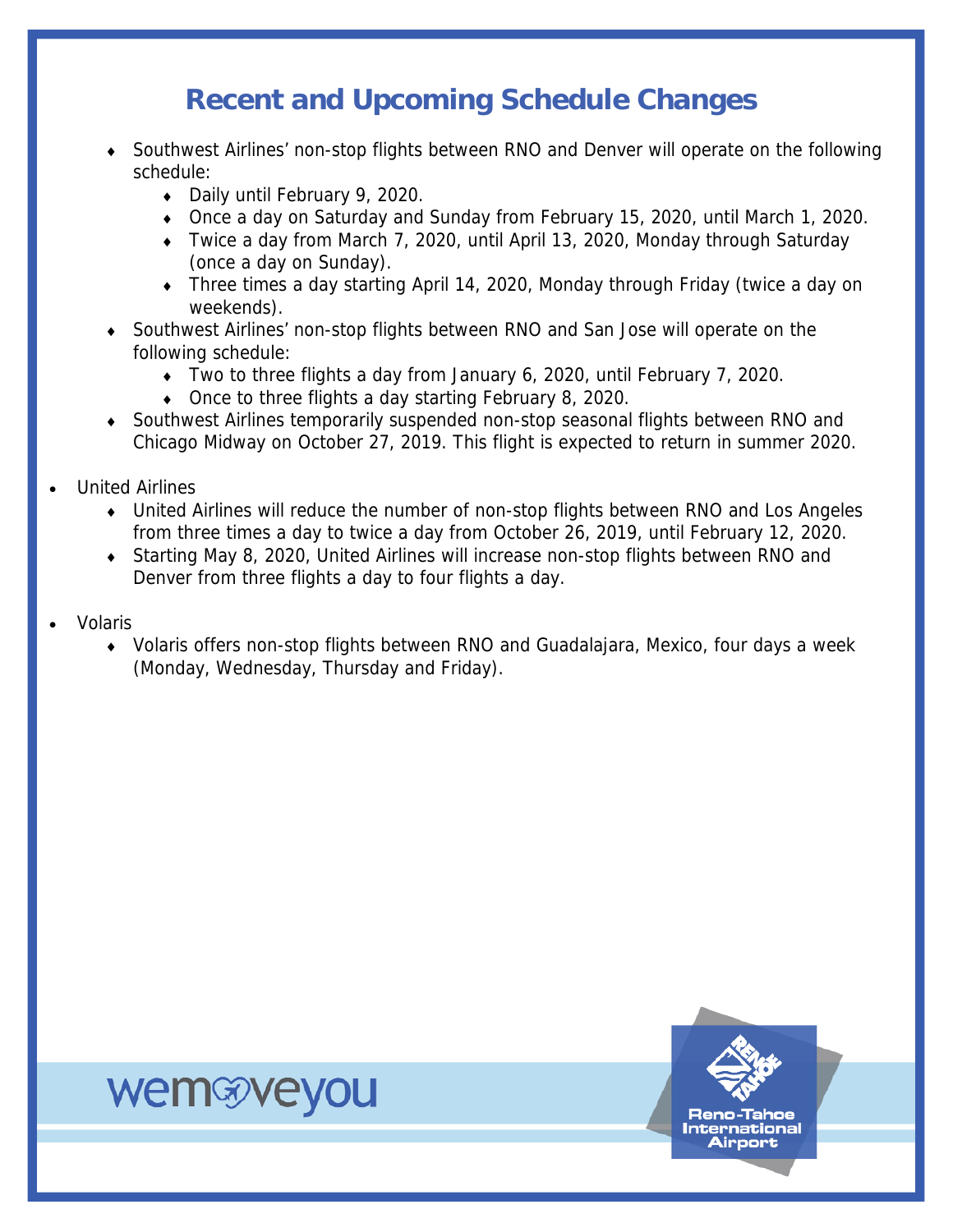# Recent and Upcoming Schedule Changes

- Southwest Airlines' non-stop flights between RNO and Denver will operate on the following schedule:
  - Daily until February 9, 2020.
  - Once a day on Saturday and Sunday from February 15, 2020, until March 1, 2020.
  - Twice a day from March 7, 2020, until April 13, 2020, Monday through Saturday (once a day on Sunday).
  - Three times a day starting April 14, 2020, Monday through Friday (twice a day on weekends).
- Southwest Airlines' non-stop flights between RNO and San Jose will operate on the following schedule:
  - Two to three flights a day from January 6, 2020, until February 7, 2020.
  - Once to three flights a day starting February 8, 2020.
- Southwest Airlines temporarily suspended non-stop seasonal flights between RNO and Chicago Midway on October 27, 2019. This flight is expected to return in summer 2020.

- United Airlines
  - United Airlines will reduce the number of non-stop flights between RNO and Los Angeles from three times a day to twice a day from October 26, 2019, until February 12, 2020.
  - Starting May 8, 2020, United Airlines will increase non-stop flights between RNO and Denver from three flights a day to four flights a day.

- Volaris
  - Volaris offers non-stop flights between RNO and Guadalajara, Mexico, four days a week (Monday, Wednesday, Thursday and Friday).

wemoveyou

Reno-Tahoe International Airport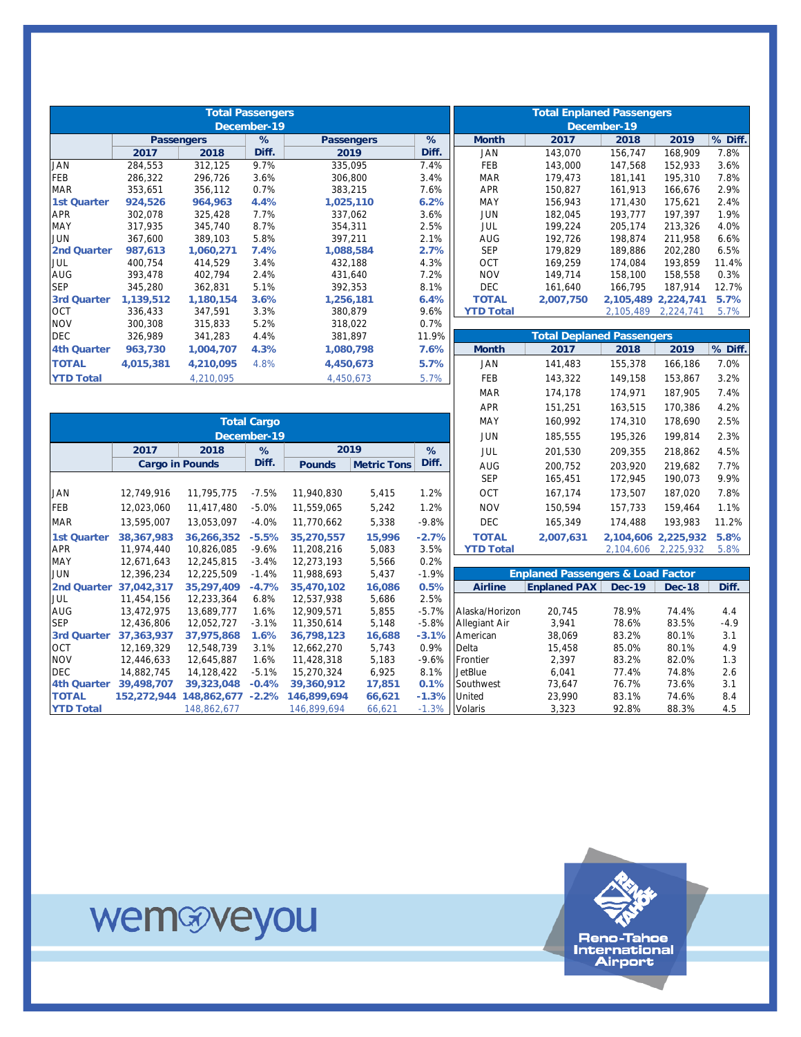| Total Passengers December-19 | | | | | |
|---|---|---|---|---|---|
| | Passengers | | % | Passengers | % |
| | 2017 | 2018 | Diff. | 2019 | Diff. |
| JAN | 284,553 | 312,125 | 9.7% | 335,095 | 7.4% |
| FEB | 286,322 | 296,726 | 3.6% | 306,800 | 3.4% |
| MAR | 353,651 | 356,112 | 0.7% | 383,215 | 7.6% |
| **1st Quarter** | **924,526** | **964,963** | **4.4%** | **1,025,110** | **6.2%** |
| APR | 302,078 | 325,428 | 7.7% | 337,062 | 3.6% |
| MAY | 317,935 | 345,740 | 8.7% | 354,311 | 2.5% |
| JUN | 367,600 | 389,103 | 5.8% | 397,211 | 2.1% |
| **2nd Quarter** | **987,613** | **1,060,271** | **7.4%** | **1,088,584** | **2.7%** |
| JUL | 400,754 | 414,529 | 3.4% | 432,188 | 4.3% |
| AUG | 393,478 | 402,794 | 2.4% | 431,640 | 7.2% |
| SEP | 345,280 | 362,831 | 5.1% | 392,353 | 8.1% |
| **3rd Quarter** | **1,139,512** | **1,180,154** | **3.6%** | **1,256,181** | **6.4%** |
| OCT | 336,433 | 347,591 | 3.3% | 380,879 | 9.6% |
| NOV | 300,308 | 315,833 | 5.2% | 318,022 | 0.7% |
| DEC | 326,989 | 341,283 | 4.4% | 381,897 | 11.9% |
| **4th Quarter** | **963,730** | **1,004,707** | **4.3%** | **1,080,798** | **7.6%** |
| **TOTAL** | **4,015,381** | **4,210,095** | 4.8% | **4,450,673** | **5.7%** |
| **YTD Total** | | 4,210,095 | | 4,450,673 | 5.7% |

| Total Enplaned Passengers December-19 | | | | |
|---|---|---|---|---|
| Month | 2017 | 2018 | 2019 | % Diff. |
| JAN | 143,070 | 156,747 | 168,909 | 7.8% |
| FEB | 143,000 | 147,568 | 152,933 | 3.6% |
| MAR | 179,473 | 181,141 | 195,310 | 7.8% |
| APR | 150,827 | 161,913 | 166,676 | 2.9% |
| MAY | 156,943 | 171,430 | 175,621 | 2.4% |
| JUN | 182,045 | 193,777 | 197,397 | 1.9% |
| JUL | 199,224 | 205,174 | 213,326 | 4.0% |
| AUG | 192,726 | 198,874 | 211,958 | 6.6% |
| SEP | 179,829 | 189,886 | 202,280 | 6.5% |
| OCT | 169,259 | 174,084 | 193,859 | 11.4% |
| NOV | 149,714 | 158,100 | 158,558 | 0.3% |
| DEC | 161,640 | 166,795 | 187,914 | 12.7% |
| **TOTAL** | **2,007,750** | **2,105,489** | **2,224,741** | **5.7%** |
| **YTD Total** | | 2,105,489 | 2,224,741 | 5.7% |

| Total Deplaned Passengers | | | | |
|---|---|---|---|---|
| Month | 2017 | 2018 | 2019 | % Diff. |
| JAN | 141,483 | 155,378 | 166,186 | 7.0% |
| FEB | 143,322 | 149,158 | 153,867 | 3.2% |
| MAR | 174,178 | 174,971 | 187,905 | 7.4% |
| APR | 151,251 | 163,515 | 170,386 | 4.2% |
| MAY | 160,992 | 174,310 | 178,690 | 2.5% |
| JUN | 185,555 | 195,326 | 199,814 | 2.3% |
| JUL | 201,530 | 209,355 | 218,862 | 4.5% |
| AUG | 200,752 | 203,920 | 219,682 | 7.7% |
| SEP | 165,451 | 172,945 | 190,073 | 9.9% |
| OCT | 167,174 | 173,507 | 187,020 | 7.8% |
| NOV | 150,594 | 157,733 | 159,464 | 1.1% |
| DEC | 165,349 | 174,488 | 193,983 | 11.2% |
| **TOTAL** | **2,007,631** | **2,104,606** | **2,225,932** | **5.8%** |
| **YTD Total** | | 2,104,606 | 2,225,932 | 5.8% |

| Total Cargo December-19 | | | | | | |
|---|---|---|---|---|---|---|
| | 2017 | 2018 | % | 2019 | | % |
| | Cargo in Pounds | | Diff. | Pounds | Metric Tons | Diff. |
| JAN | 12,749,916 | 11,795,775 | -7.5% | 11,940,830 | 5,415 | 1.2% |
| FEB | 12,023,060 | 11,417,480 | -5.0% | 11,559,065 | 5,242 | 1.2% |
| MAR | 13,595,007 | 13,053,097 | -4.0% | 11,770,662 | 5,338 | -9.8% |
| **1st Quarter** | **38,367,983** | **36,266,352** | **-5.5%** | **35,270,557** | **15,996** | **-2.7%** |
| APR | 11,974,440 | 10,826,085 | -9.6% | 11,208,216 | 5,083 | 3.5% |
| MAY | 12,671,643 | 12,245,815 | -3.4% | 12,273,193 | 5,566 | 0.2% |
| JUN | 12,396,234 | 12,225,509 | -1.4% | 11,988,693 | 5,437 | -1.9% |
| **2nd Quarter** | **37,042,317** | **35,297,409** | **-4.7%** | **35,470,102** | **16,086** | **0.5%** |
| JUL | 11,454,156 | 12,233,364 | 6.8% | 12,537,938 | 5,686 | 2.5% |
| AUG | 13,472,975 | 13,689,777 | 1.6% | 12,909,571 | 5,855 | -5.7% |
| SEP | 12,436,806 | 12,052,727 | -3.1% | 11,350,614 | 5,148 | -5.8% |
| **3rd Quarter** | **37,363,937** | **37,975,868** | **1.6%** | **36,798,123** | **16,688** | **-3.1%** |
| OCT | 12,169,329 | 12,548,739 | 3.1% | 12,662,270 | 5,743 | 0.9% |
| NOV | 12,446,633 | 12,645,887 | 1.6% | 11,428,318 | 5,183 | -9.6% |
| DEC | 14,882,745 | 14,128,422 | -5.1% | 15,270,324 | 6,925 | 8.1% |
| **4th Quarter** | **39,498,707** | **39,323,048** | **-0.4%** | **39,360,912** | **17,851** | **0.1%** |
| **TOTAL** | **152,272,944** | **148,862,677** | **-2.2%** | **146,899,694** | **66,621** | **-1.3%** |
| **YTD Total** | | 148,862,677 | | 146,899,694 | 66,621 | -1.3% |

| Enplaned Passengers & Load Factor | | | | |
|---|---|---|---|---|
| Airline | Enplaned PAX | Dec-19 | Dec-18 | Diff. |
| Alaska/Horizon | 20,745 | 78.9% | 74.4% | 4.4 |
| Allegiant Air | 3,941 | 78.6% | 83.5% | -4.9 |
| American | 38,069 | 83.2% | 80.1% | 3.1 |
| Delta | 15,458 | 85.0% | 80.1% | 4.9 |
| Frontier | 2,397 | 83.2% | 82.0% | 1.3 |
| JetBlue | 6,041 | 77.4% | 74.8% | 2.6 |
| Southwest | 73,647 | 76.7% | 73.6% | 3.1 |
| United | 23,990 | 83.1% | 74.6% | 8.4 |
| Volaris | 3,323 | 92.8% | 88.3% | 4.5 |

wemoveyou

Reno-Tahoe International Airport